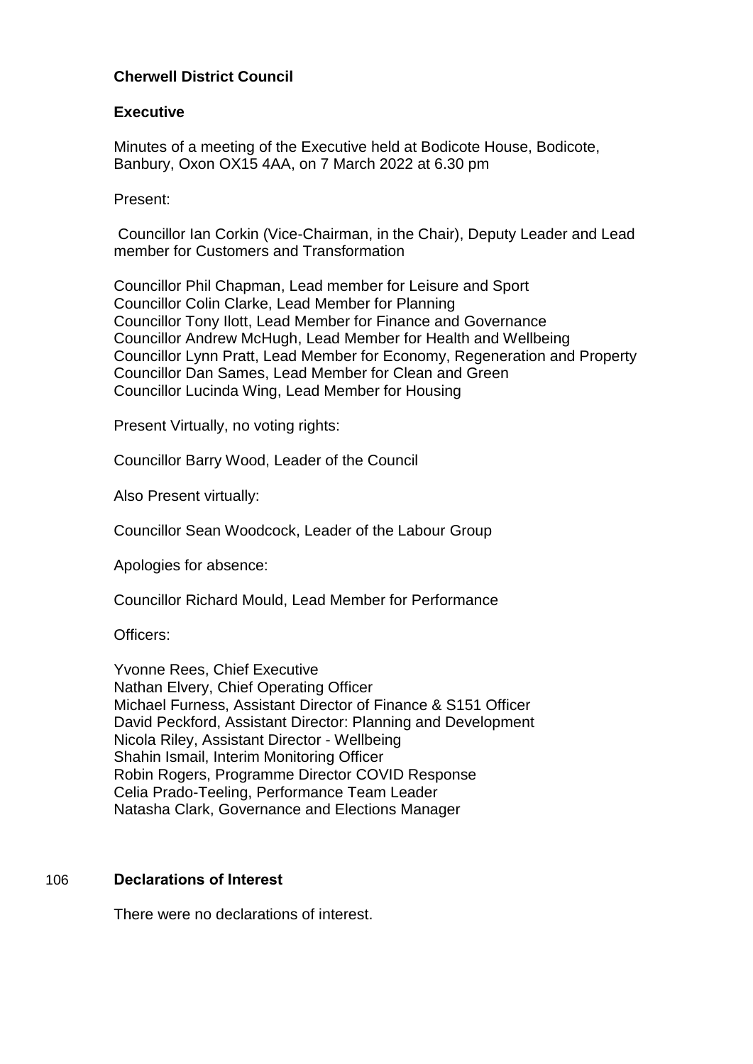**Cherwell District Council**

**Executive**

Minutes of a meeting of the Executive held at Bodicote House, Bodicote, Banbury, Oxon OX15 4AA, on 7 March 2022 at 6.30 pm

Present:

Councillor Ian Corkin (Vice-Chairman, in the Chair), Deputy Leader and Lead member for Customers and Transformation

Councillor Phil Chapman, Lead member for Leisure and Sport
Councillor Colin Clarke, Lead Member for Planning
Councillor Tony Ilott, Lead Member for Finance and Governance
Councillor Andrew McHugh, Lead Member for Health and Wellbeing
Councillor Lynn Pratt, Lead Member for Economy, Regeneration and Property
Councillor Dan Sames, Lead Member for Clean and Green
Councillor Lucinda Wing, Lead Member for Housing

Present Virtually, no voting rights:

Councillor Barry Wood, Leader of the Council

Also Present virtually:

Councillor Sean Woodcock, Leader of the Labour Group

Apologies for absence:

Councillor Richard Mould, Lead Member for Performance

Officers:

Yvonne Rees, Chief Executive
Nathan Elvery, Chief Operating Officer
Michael Furness, Assistant Director of Finance & S151 Officer
David Peckford, Assistant Director: Planning and Development
Nicola Riley, Assistant Director - Wellbeing
Shahin Ismail, Interim Monitoring Officer
Robin Rogers, Programme Director COVID Response
Celia Prado-Teeling, Performance Team Leader
Natasha Clark, Governance and Elections Manager

106 **Declarations of Interest**

There were no declarations of interest.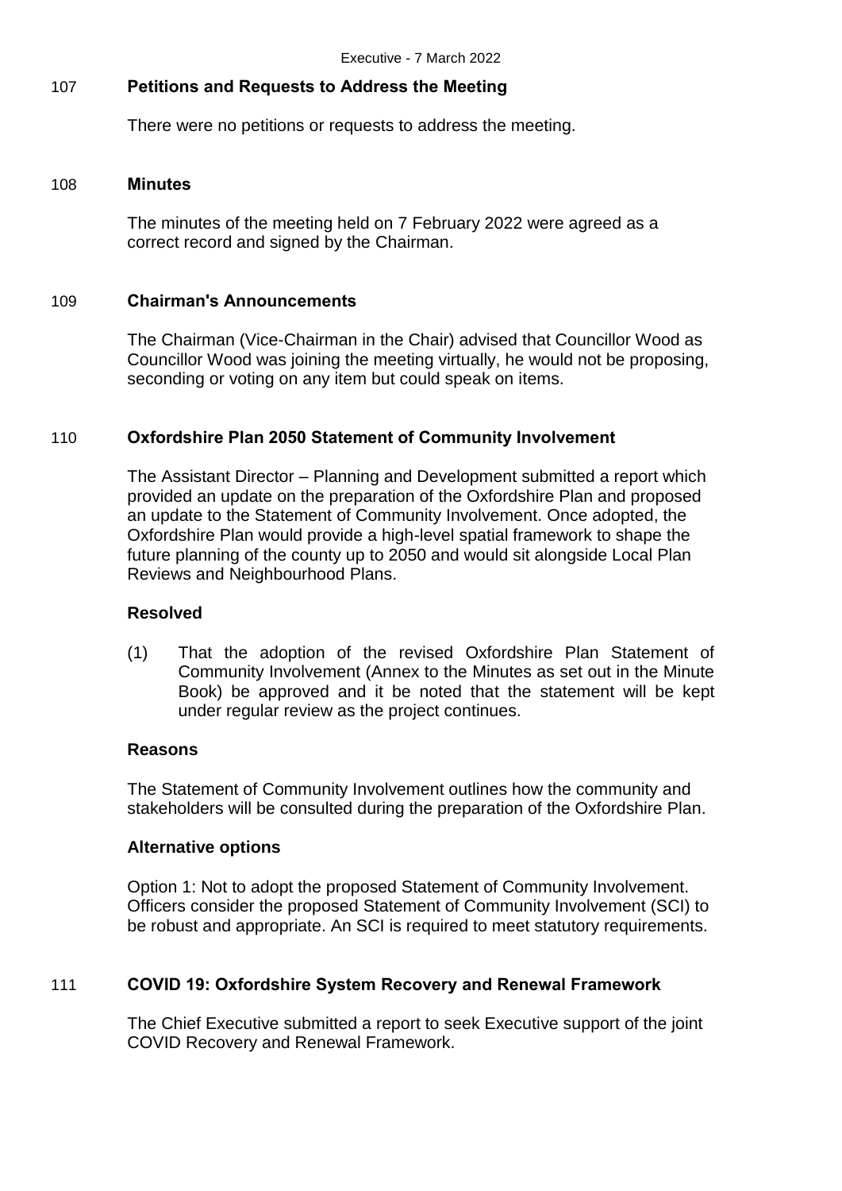## 107 Petitions and Requests to Address the Meeting

There were no petitions or requests to address the meeting.

## 108 Minutes

The minutes of the meeting held on 7 February 2022 were agreed as a correct record and signed by the Chairman.

## 109 Chairman's Announcements

The Chairman (Vice-Chairman in the Chair) advised that Councillor Wood as Councillor Wood was joining the meeting virtually, he would not be proposing, seconding or voting on any item but could speak on items.

## 110 Oxfordshire Plan 2050 Statement of Community Involvement

The Assistant Director – Planning and Development submitted a report which provided an update on the preparation of the Oxfordshire Plan and proposed an update to the Statement of Community Involvement. Once adopted, the Oxfordshire Plan would provide a high-level spatial framework to shape the future planning of the county up to 2050 and would sit alongside Local Plan Reviews and Neighbourhood Plans.

### Resolved

(1) That the adoption of the revised Oxfordshire Plan Statement of Community Involvement (Annex to the Minutes as set out in the Minute Book) be approved and it be noted that the statement will be kept under regular review as the project continues.

### Reasons

The Statement of Community Involvement outlines how the community and stakeholders will be consulted during the preparation of the Oxfordshire Plan.

### Alternative options

Option 1: Not to adopt the proposed Statement of Community Involvement. Officers consider the proposed Statement of Community Involvement (SCI) to be robust and appropriate. An SCI is required to meet statutory requirements.

## 111 COVID 19: Oxfordshire System Recovery and Renewal Framework

The Chief Executive submitted a report to seek Executive support of the joint COVID Recovery and Renewal Framework.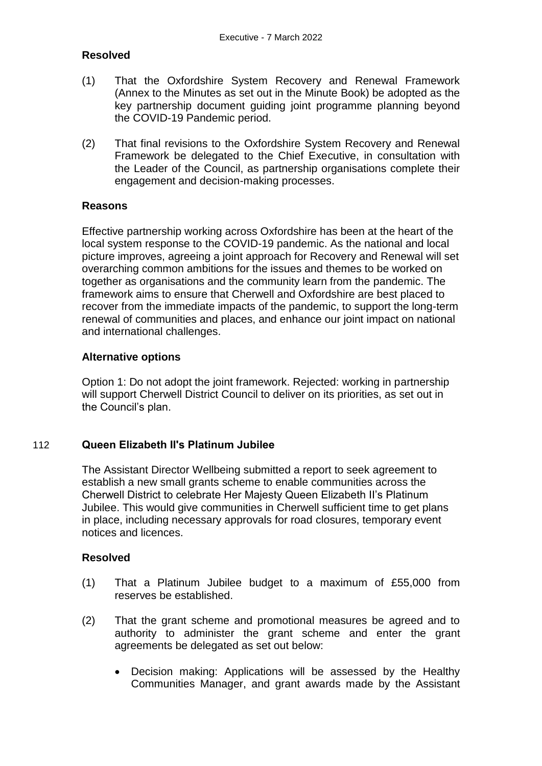**Resolved**

(1) That the Oxfordshire System Recovery and Renewal Framework (Annex to the Minutes as set out in the Minute Book) be adopted as the key partnership document guiding joint programme planning beyond the COVID-19 Pandemic period.

(2) That final revisions to the Oxfordshire System Recovery and Renewal Framework be delegated to the Chief Executive, in consultation with the Leader of the Council, as partnership organisations complete their engagement and decision-making processes.

**Reasons**

Effective partnership working across Oxfordshire has been at the heart of the local system response to the COVID-19 pandemic. As the national and local picture improves, agreeing a joint approach for Recovery and Renewal will set overarching common ambitions for the issues and themes to be worked on together as organisations and the community learn from the pandemic. The framework aims to ensure that Cherwell and Oxfordshire are best placed to recover from the immediate impacts of the pandemic, to support the long-term renewal of communities and places, and enhance our joint impact on national and international challenges.

**Alternative options**

Option 1: Do not adopt the joint framework. Rejected: working in partnership will support Cherwell District Council to deliver on its priorities, as set out in the Council's plan.

## 112 Queen Elizabeth II's Platinum Jubilee

The Assistant Director Wellbeing submitted a report to seek agreement to establish a new small grants scheme to enable communities across the Cherwell District to celebrate Her Majesty Queen Elizabeth II's Platinum Jubilee. This would give communities in Cherwell sufficient time to get plans in place, including necessary approvals for road closures, temporary event notices and licences.

**Resolved**

(1) That a Platinum Jubilee budget to a maximum of £55,000 from reserves be established.

(2) That the grant scheme and promotional measures be agreed and to authority to administer the grant scheme and enter the grant agreements be delegated as set out below:

- Decision making: Applications will be assessed by the Healthy Communities Manager, and grant awards made by the Assistant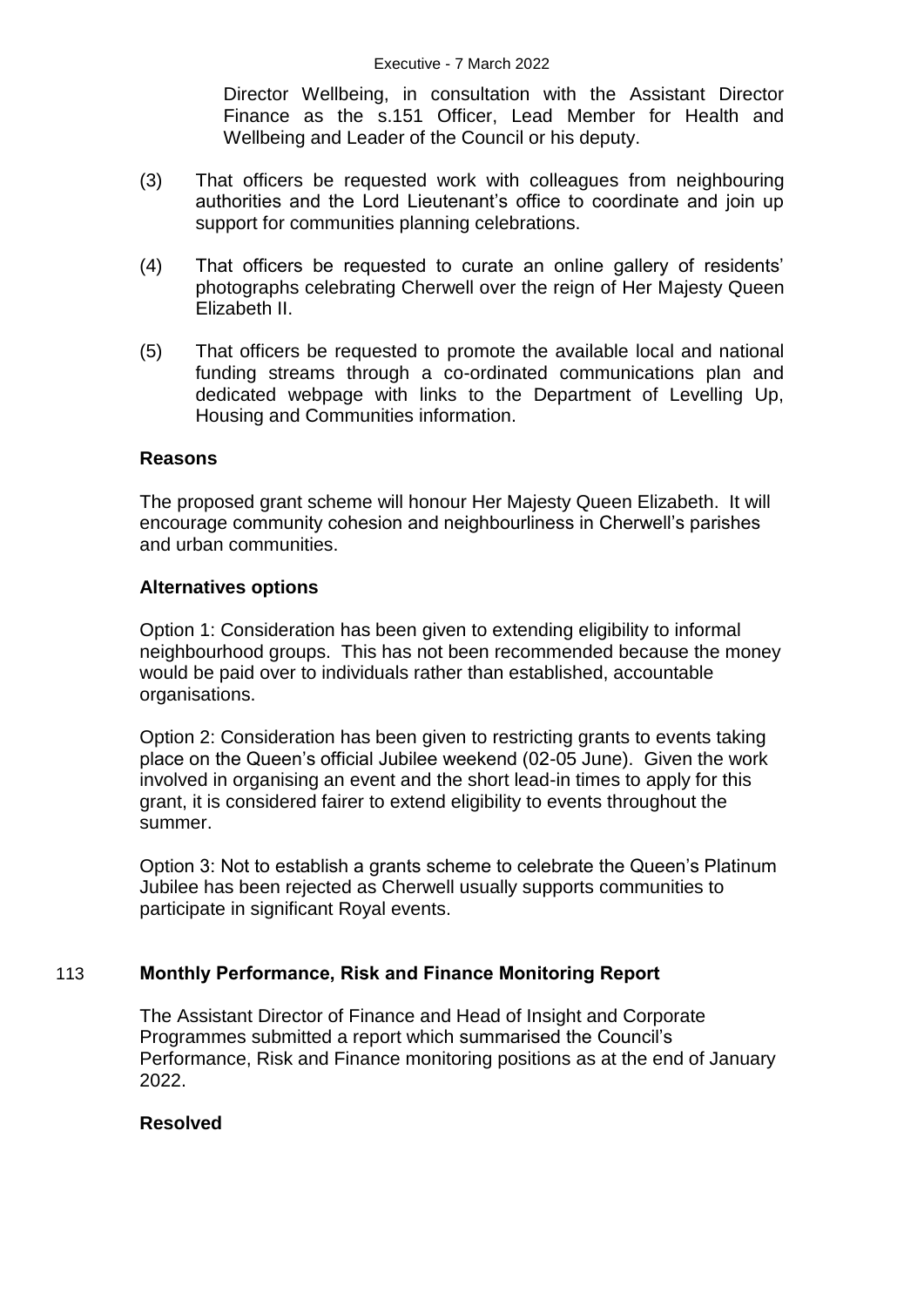Director Wellbeing, in consultation with the Assistant Director Finance as the s.151 Officer, Lead Member for Health and Wellbeing and Leader of the Council or his deputy.

(3) That officers be requested work with colleagues from neighbouring authorities and the Lord Lieutenant's office to coordinate and join up support for communities planning celebrations.

(4) That officers be requested to curate an online gallery of residents' photographs celebrating Cherwell over the reign of Her Majesty Queen Elizabeth II.

(5) That officers be requested to promote the available local and national funding streams through a co-ordinated communications plan and dedicated webpage with links to the Department of Levelling Up, Housing and Communities information.

**Reasons**

The proposed grant scheme will honour Her Majesty Queen Elizabeth. It will encourage community cohesion and neighbourliness in Cherwell's parishes and urban communities.

**Alternatives options**

Option 1: Consideration has been given to extending eligibility to informal neighbourhood groups. This has not been recommended because the money would be paid over to individuals rather than established, accountable organisations.

Option 2: Consideration has been given to restricting grants to events taking place on the Queen's official Jubilee weekend (02-05 June). Given the work involved in organising an event and the short lead-in times to apply for this grant, it is considered fairer to extend eligibility to events throughout the summer.

Option 3: Not to establish a grants scheme to celebrate the Queen's Platinum Jubilee has been rejected as Cherwell usually supports communities to participate in significant Royal events.

## 113 Monthly Performance, Risk and Finance Monitoring Report

The Assistant Director of Finance and Head of Insight and Corporate Programmes submitted a report which summarised the Council's Performance, Risk and Finance monitoring positions as at the end of January 2022.

**Resolved**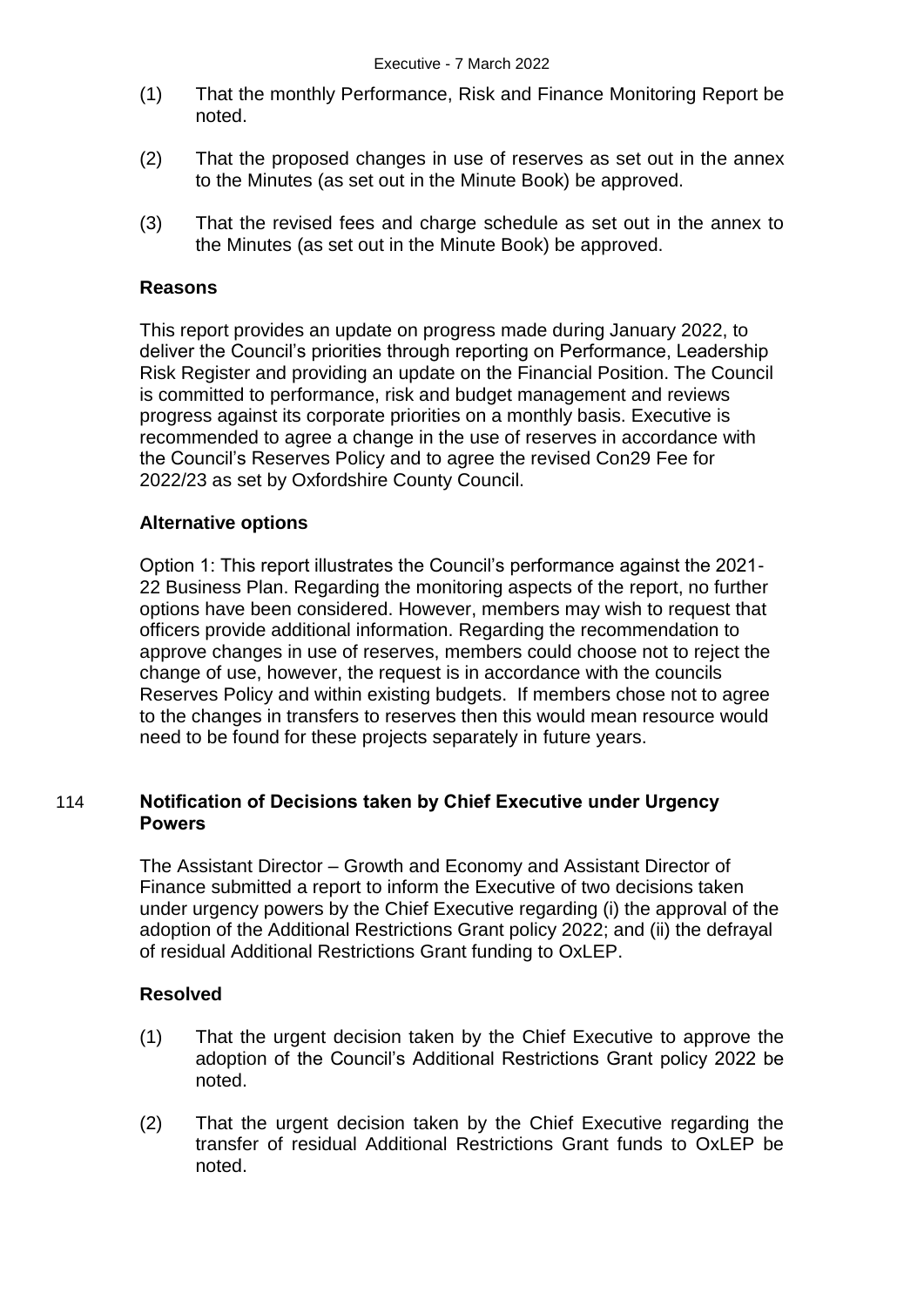(1) That the monthly Performance, Risk and Finance Monitoring Report be noted.

(2) That the proposed changes in use of reserves as set out in the annex to the Minutes (as set out in the Minute Book) be approved.

(3) That the revised fees and charge schedule as set out in the annex to the Minutes (as set out in the Minute Book) be approved.

**Reasons**

This report provides an update on progress made during January 2022, to deliver the Council's priorities through reporting on Performance, Leadership Risk Register and providing an update on the Financial Position. The Council is committed to performance, risk and budget management and reviews progress against its corporate priorities on a monthly basis. Executive is recommended to agree a change in the use of reserves in accordance with the Council's Reserves Policy and to agree the revised Con29 Fee for 2022/23 as set by Oxfordshire County Council.

**Alternative options**

Option 1: This report illustrates the Council's performance against the 2021-22 Business Plan. Regarding the monitoring aspects of the report, no further options have been considered. However, members may wish to request that officers provide additional information. Regarding the recommendation to approve changes in use of reserves, members could choose not to reject the change of use, however, the request is in accordance with the councils Reserves Policy and within existing budgets. If members chose not to agree to the changes in transfers to reserves then this would mean resource would need to be found for these projects separately in future years.

### 114 Notification of Decisions taken by Chief Executive under Urgency Powers

The Assistant Director – Growth and Economy and Assistant Director of Finance submitted a report to inform the Executive of two decisions taken under urgency powers by the Chief Executive regarding (i) the approval of the adoption of the Additional Restrictions Grant policy 2022; and (ii) the defrayal of residual Additional Restrictions Grant funding to OxLEP.

**Resolved**

(1) That the urgent decision taken by the Chief Executive to approve the adoption of the Council's Additional Restrictions Grant policy 2022 be noted.

(2) That the urgent decision taken by the Chief Executive regarding the transfer of residual Additional Restrictions Grant funds to OxLEP be noted.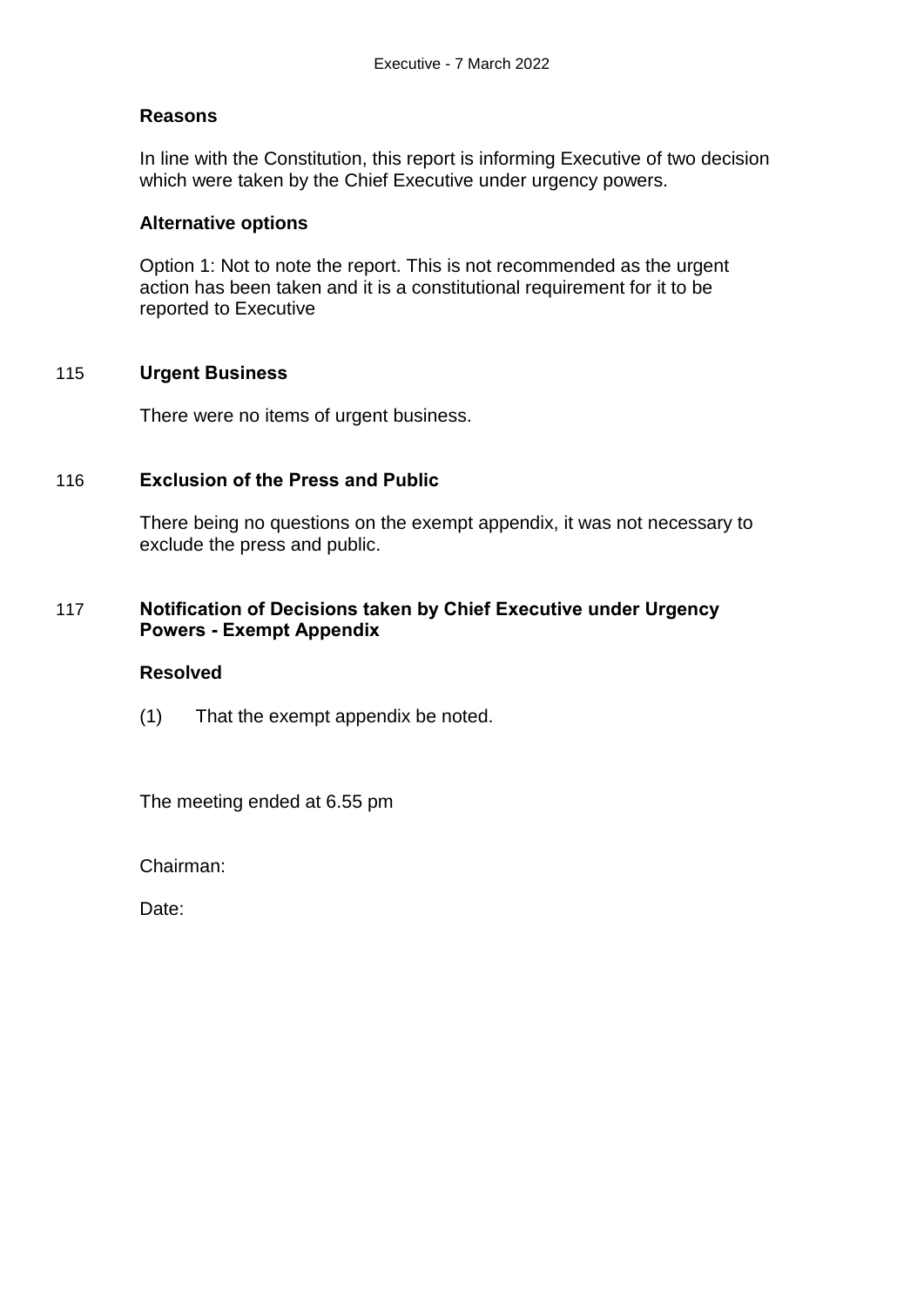### Reasons

In line with the Constitution, this report is informing Executive of two decision which were taken by the Chief Executive under urgency powers.

### Alternative options

Option 1: Not to note the report. This is not recommended as the urgent action has been taken and it is a constitutional requirement for it to be reported to Executive

## 115 Urgent Business

There were no items of urgent business.

## 116 Exclusion of the Press and Public

There being no questions on the exempt appendix, it was not necessary to exclude the press and public.

## 117 Notification of Decisions taken by Chief Executive under Urgency Powers - Exempt Appendix

### Resolved

(1) That the exempt appendix be noted.

The meeting ended at 6.55 pm

Chairman:

Date: